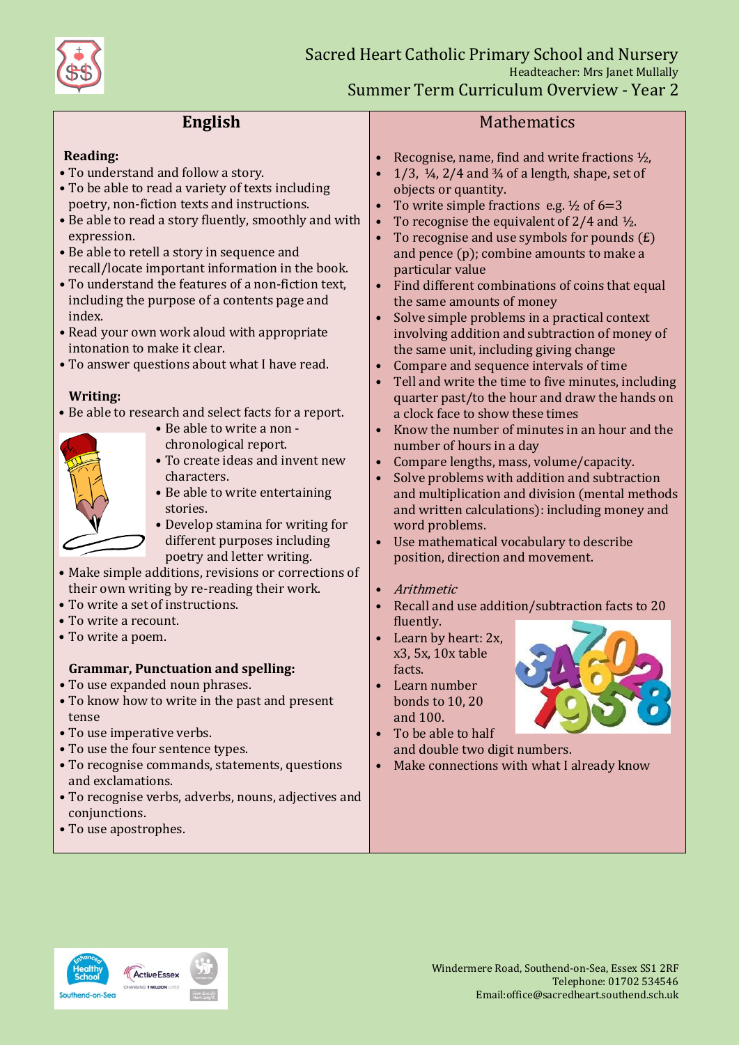# Sacred Heart Catholic Primary School and Nursery

Headteacher: Mrs Janet Mullally

## Summer Term Curriculum Overview - Year 2

## English

**Reading:**

- To understand and follow a story.
- To be able to read a variety of texts including poetry, non-fiction texts and instructions.
- Be able to read a story fluently, smoothly and with expression.
- Be able to retell a story in sequence and recall/locate important information in the book.
- To understand the features of a non-fiction text, including the purpose of a contents page and index.
- Read your own work aloud with appropriate intonation to make it clear.
- To answer questions about what I have read.

**Writing:**

- Be able to research and select facts for a report.
- Be able to write a non - chronological report.
- To create ideas and invent new characters.
- Be able to write entertaining stories.
- Develop stamina for writing for different purposes including poetry and letter writing.
- Make simple additions, revisions or corrections of their own writing by re-reading their work.
- To write a set of instructions.
- To write a recount.
- To write a poem.

**Grammar, Punctuation and spelling:**

- To use expanded noun phrases.
- To know how to write in the past and present tense
- To use imperative verbs.
- To use the four sentence types.
- To recognise commands, statements, questions and exclamations.
- To recognise verbs, adverbs, nouns, adjectives and conjunctions.
- To use apostrophes.

## Mathematics

- Recognise, name, find and write fractions ½,
- 1/3, ¼, 2/4 and ¾ of a length, shape, set of objects or quantity.
- To write simple fractions e.g. ½ of 6=3
- To recognise the equivalent of 2/4 and ½.
- To recognise and use symbols for pounds (£) and pence (p); combine amounts to make a particular value
- Find different combinations of coins that equal the same amounts of money
- Solve simple problems in a practical context involving addition and subtraction of money of the same unit, including giving change
- Compare and sequence intervals of time
- Tell and write the time to five minutes, including quarter past/to the hour and draw the hands on a clock face to show these times
- Know the number of minutes in an hour and the number of hours in a day
- Compare lengths, mass, volume/capacity.
- Solve problems with addition and subtraction and multiplication and division (mental methods and written calculations): including money and word problems.
- Use mathematical vocabulary to describe position, direction and movement.

- *Arithmetic*
- Recall and use addition/subtraction facts to 20 fluently.
- Learn by heart: 2x, x3, 5x, 10x table facts.
- Learn number bonds to 10, 20 and 100.
- To be able to half and double two digit numbers.
- Make connections with what I already know

Windermere Road, Southend-on-Sea, Essex SS1 2RF
Telephone: 01702 534546
Email:office@sacredheart.southend.sch.uk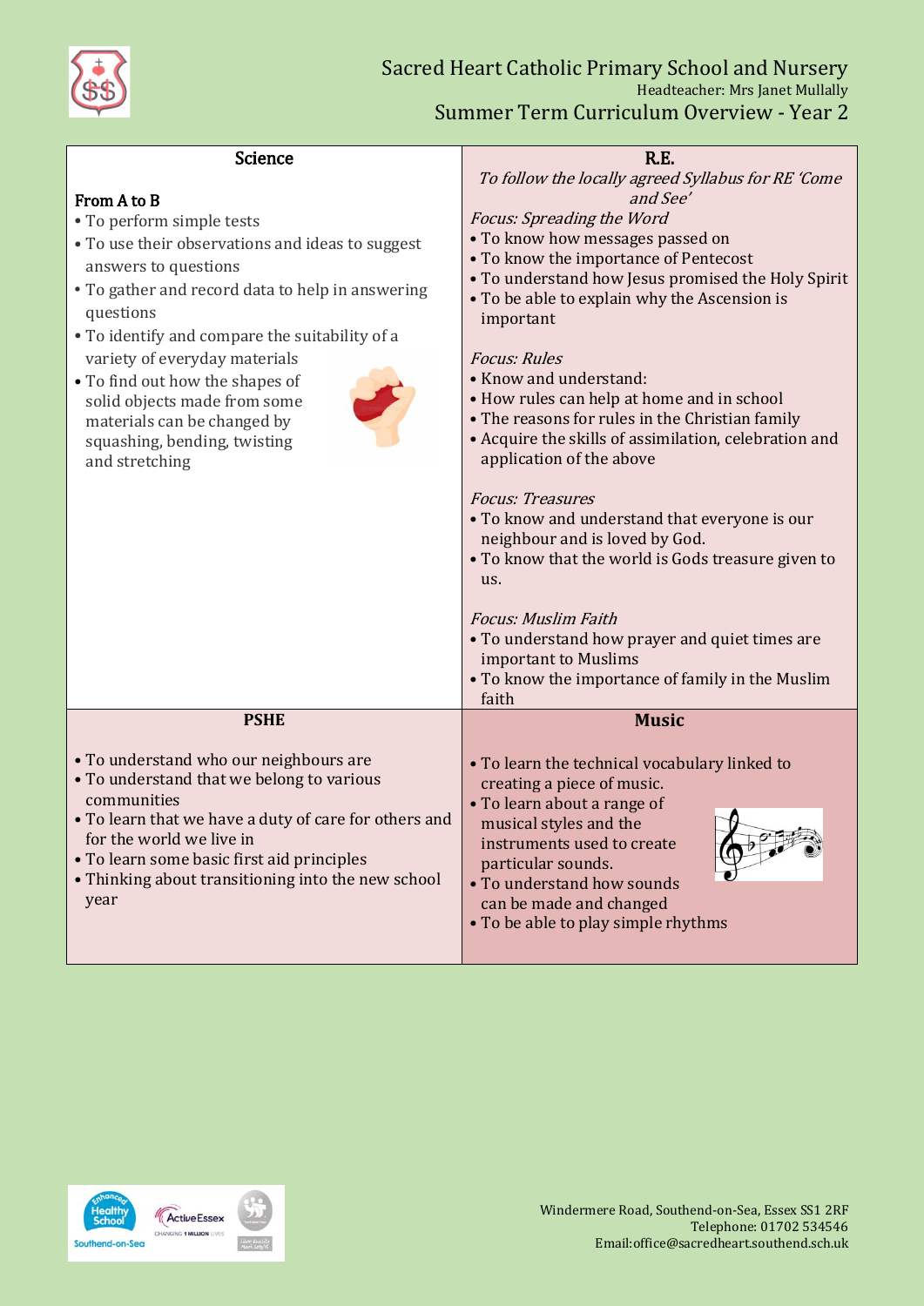# Sacred Heart Catholic Primary School and Nursery

Headteacher: Mrs Janet Mullally

## Summer Term Curriculum Overview - Year 2

### Science

**From A to B**

- To perform simple tests
- To use their observations and ideas to suggest answers to questions
- To gather and record data to help in answering questions
- To identify and compare the suitability of a variety of everyday materials
- To find out how the shapes of solid objects made from some materials can be changed by squashing, bending, twisting and stretching

### R.E.

*To follow the locally agreed Syllabus for RE 'Come and See'*

*Focus: Spreading the Word*

- To know how messages passed on
- To know the importance of Pentecost
- To understand how Jesus promised the Holy Spirit
- To be able to explain why the Ascension is important

*Focus: Rules*

- Know and understand:
- How rules can help at home and in school
- The reasons for rules in the Christian family
- Acquire the skills of assimilation, celebration and application of the above

*Focus: Treasures*

- To know and understand that everyone is our neighbour and is loved by God.
- To know that the world is Gods treasure given to us.

*Focus: Muslim Faith*

- To understand how prayer and quiet times are important to Muslims
- To know the importance of family in the Muslim faith

### PSHE

- To understand who our neighbours are
- To understand that we belong to various communities
- To learn that we have a duty of care for others and for the world we live in
- To learn some basic first aid principles
- Thinking about transitioning into the new school year

### Music

- To learn the technical vocabulary linked to creating a piece of music.
- To learn about a range of musical styles and the instruments used to create particular sounds.
- To understand how sounds can be made and changed
- To be able to play simple rhythms

Windermere Road, Southend-on-Sea, Essex SS1 2RF
Telephone: 01702 534546
Email:office@sacredheart.southend.sch.uk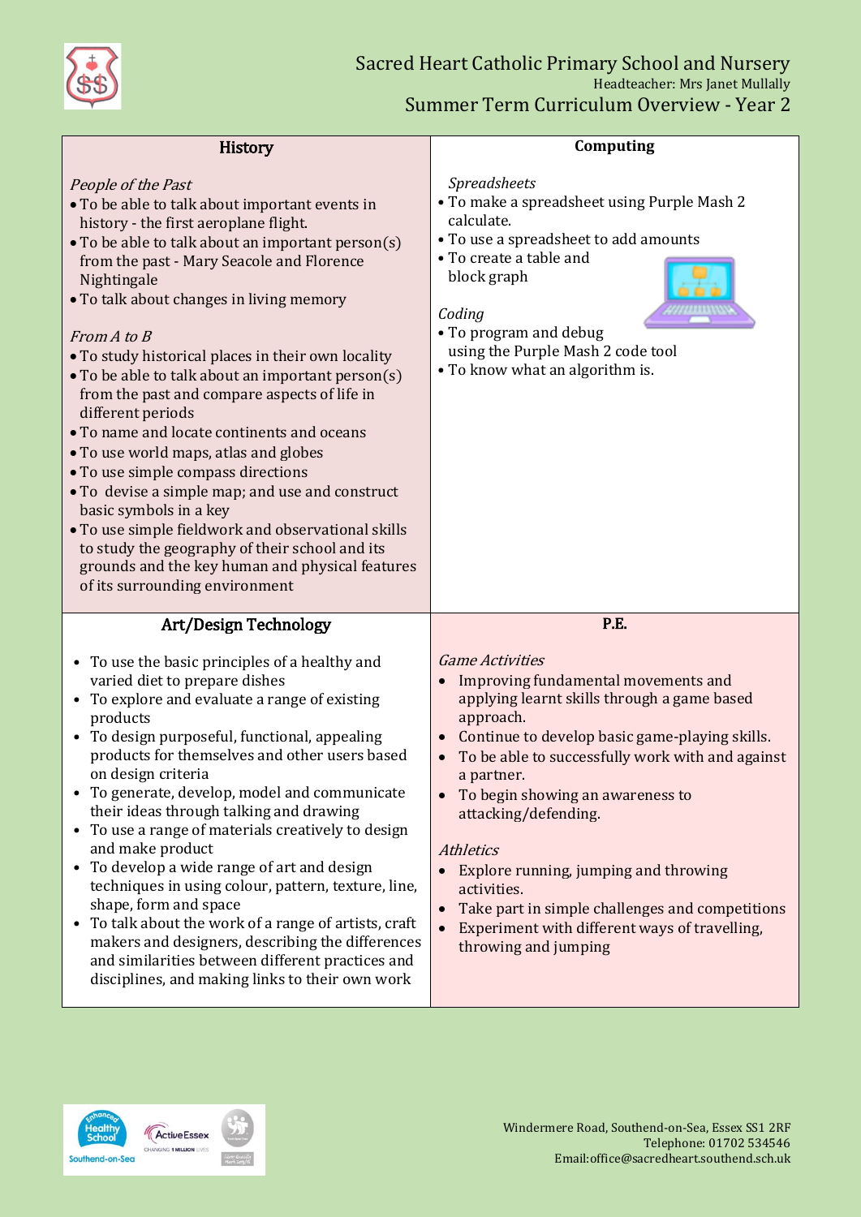# Sacred Heart Catholic Primary School and Nursery

Headteacher: Mrs Janet Mullally

## Summer Term Curriculum Overview - Year 2

### History

*People of the Past*

- To be able to talk about important events in history - the first aeroplane flight.
- To be able to talk about an important person(s) from the past - Mary Seacole and Florence Nightingale
- To talk about changes in living memory

*From A to B*

- To study historical places in their own locality
- To be able to talk about an important person(s) from the past and compare aspects of life in different periods
- To name and locate continents and oceans
- To use world maps, atlas and globes
- To use simple compass directions
- To devise a simple map; and use and construct basic symbols in a key
- To use simple fieldwork and observational skills to study the geography of their school and its grounds and the key human and physical features of its surrounding environment

### Computing

*Spreadsheets*

- To make a spreadsheet using Purple Mash 2 calculate.
- To use a spreadsheet to add amounts
- To create a table and block graph

*Coding*

- To program and debug using the Purple Mash 2 code tool
- To know what an algorithm is.

### Art/Design Technology

- To use the basic principles of a healthy and varied diet to prepare dishes
- To explore and evaluate a range of existing products
- To design purposeful, functional, appealing products for themselves and other users based on design criteria
- To generate, develop, model and communicate their ideas through talking and drawing
- To use a range of materials creatively to design and make product
- To develop a wide range of art and design techniques in using colour, pattern, texture, line, shape, form and space
- To talk about the work of a range of artists, craft makers and designers, describing the differences and similarities between different practices and disciplines, and making links to their own work

### P.E.

*Game Activities*

- Improving fundamental movements and applying learnt skills through a game based approach.
- Continue to develop basic game-playing skills.
- To be able to successfully work with and against a partner.
- To begin showing an awareness to attacking/defending.

*Athletics*

- Explore running, jumping and throwing activities.
- Take part in simple challenges and competitions
- Experiment with different ways of travelling, throwing and jumping

Windermere Road, Southend-on-Sea, Essex SS1 2RF
Telephone: 01702 534546
Email:office@sacredheart.southend.sch.uk